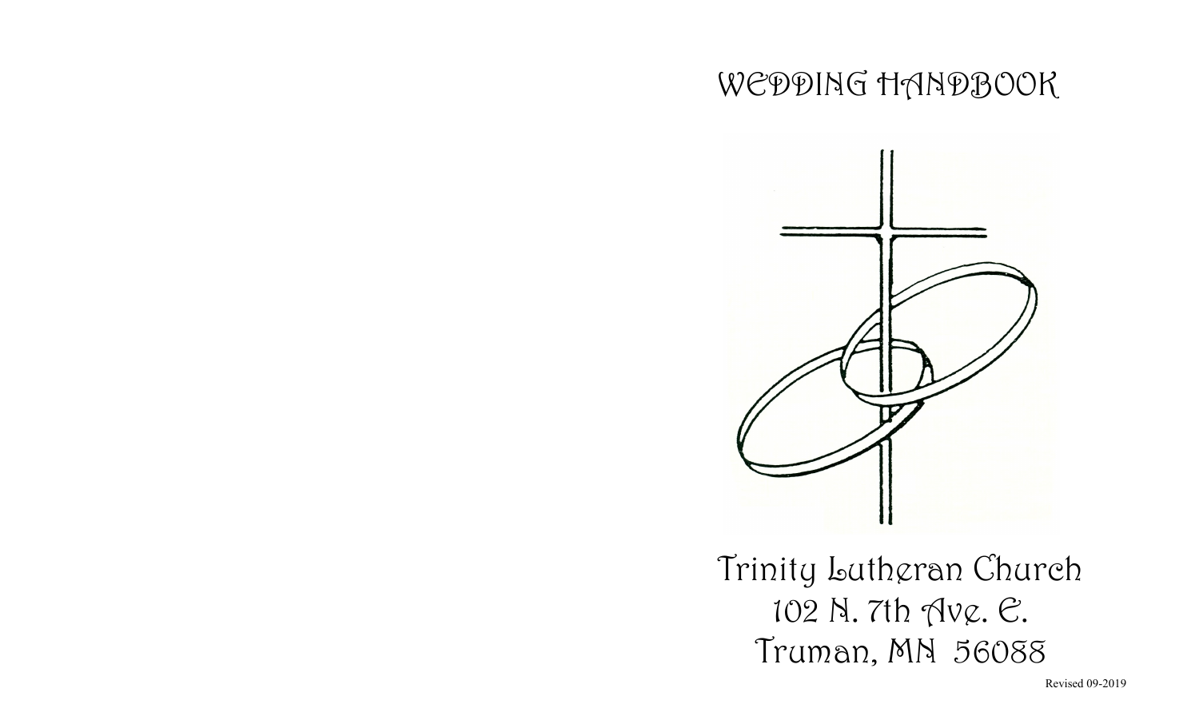# WEDDING HANDBOOK

Trinity Lutheran Church
102 N. 7th Ave. E.
Truman, MN 56088

Revised 09-2019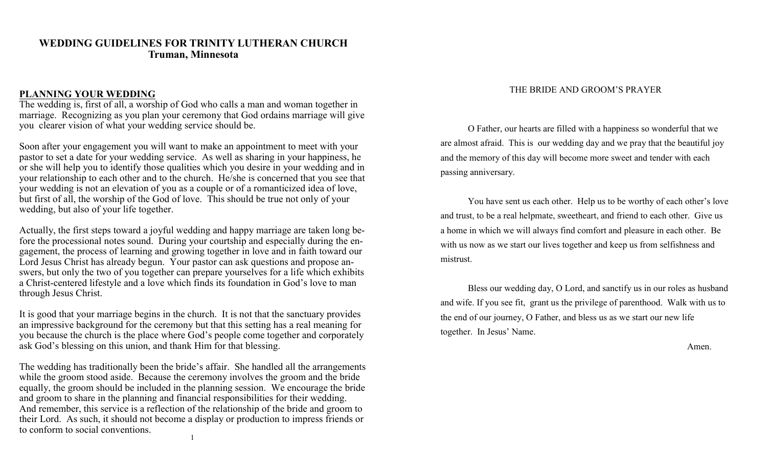# WEDDING GUIDELINES FOR TRINITY LUTHERAN CHURCH
## Truman, Minnesota

## PLANNING YOUR WEDDING

The wedding is, first of all, a worship of God who calls a man and woman together in marriage. Recognizing as you plan your ceremony that God ordains marriage will give you clearer vision of what your wedding service should be.

Soon after your engagement you will want to make an appointment to meet with your pastor to set a date for your wedding service. As well as sharing in your happiness, he or she will help you to identify those qualities which you desire in your wedding and in your relationship to each other and to the church. He/she is concerned that you see that your wedding is not an elevation of you as a couple or of a romanticized idea of love, but first of all, the worship of the God of love. This should be true not only of your wedding, but also of your life together.

Actually, the first steps toward a joyful wedding and happy marriage are taken long before the processional notes sound. During your courtship and especially during the engagement, the process of learning and growing together in love and in faith toward our Lord Jesus Christ has already begun. Your pastor can ask questions and propose answers, but only the two of you together can prepare yourselves for a life which exhibits a Christ-centered lifestyle and a love which finds its foundation in God's love to man through Jesus Christ.

It is good that your marriage begins in the church. It is not that the sanctuary provides an impressive background for the ceremony but that this setting has a real meaning for you because the church is the place where God's people come together and corporately ask God's blessing on this union, and thank Him for that blessing.

The wedding has traditionally been the bride's affair. She handled all the arrangements while the groom stood aside. Because the ceremony involves the groom and the bride equally, the groom should be included in the planning session. We encourage the bride and groom to share in the planning and financial responsibilities for their wedding. And remember, this service is a reflection of the relationship of the bride and groom to their Lord. As such, it should not become a display or production to impress friends or to conform to social conventions.

THE BRIDE AND GROOM'S PRAYER

O Father, our hearts are filled with a happiness so wonderful that we are almost afraid. This is our wedding day and we pray that the beautiful joy and the memory of this day will become more sweet and tender with each passing anniversary.

You have sent us each other. Help us to be worthy of each other's love and trust, to be a real helpmate, sweetheart, and friend to each other. Give us a home in which we will always find comfort and pleasure in each other. Be with us now as we start our lives together and keep us from selfishness and mistrust.

Bless our wedding day, O Lord, and sanctify us in our roles as husband and wife. If you see fit, grant us the privilege of parenthood. Walk with us to the end of our journey, O Father, and bless us as we start our new life together. In Jesus' Name.

Amen.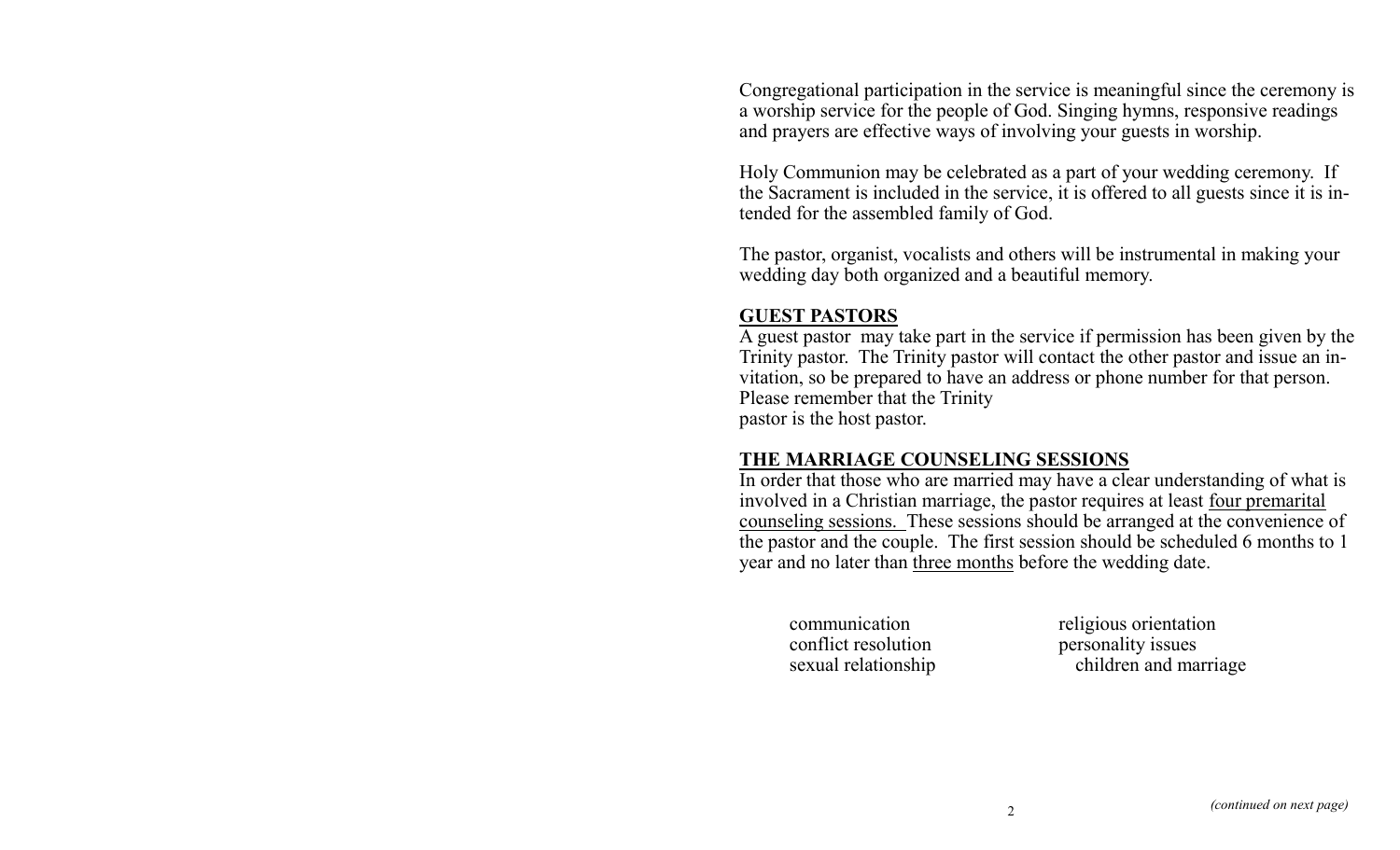Congregational participation in the service is meaningful since the ceremony is a worship service for the people of God. Singing hymns, responsive readings and prayers are effective ways of involving your guests in worship.

Holy Communion may be celebrated as a part of your wedding ceremony. If the Sacrament is included in the service, it is offered to all guests since it is intended for the assembled family of God.

The pastor, organist, vocalists and others will be instrumental in making your wedding day both organized and a beautiful memory.

## GUEST PASTORS

A guest pastor may take part in the service if permission has been given by the Trinity pastor. The Trinity pastor will contact the other pastor and issue an invitation, so be prepared to have an address or phone number for that person. Please remember that the Trinity pastor is the host pastor.

## THE MARRIAGE COUNSELING SESSIONS

In order that those who are married may have a clear understanding of what is involved in a Christian marriage, the pastor requires at least four premarital counseling sessions. These sessions should be arranged at the convenience of the pastor and the couple. The first session should be scheduled 6 months to 1 year and no later than three months before the wedding date.

- communication
- conflict resolution
- sexual relationship
- religious orientation
- personality issues
- children and marriage

*(continued on next page)*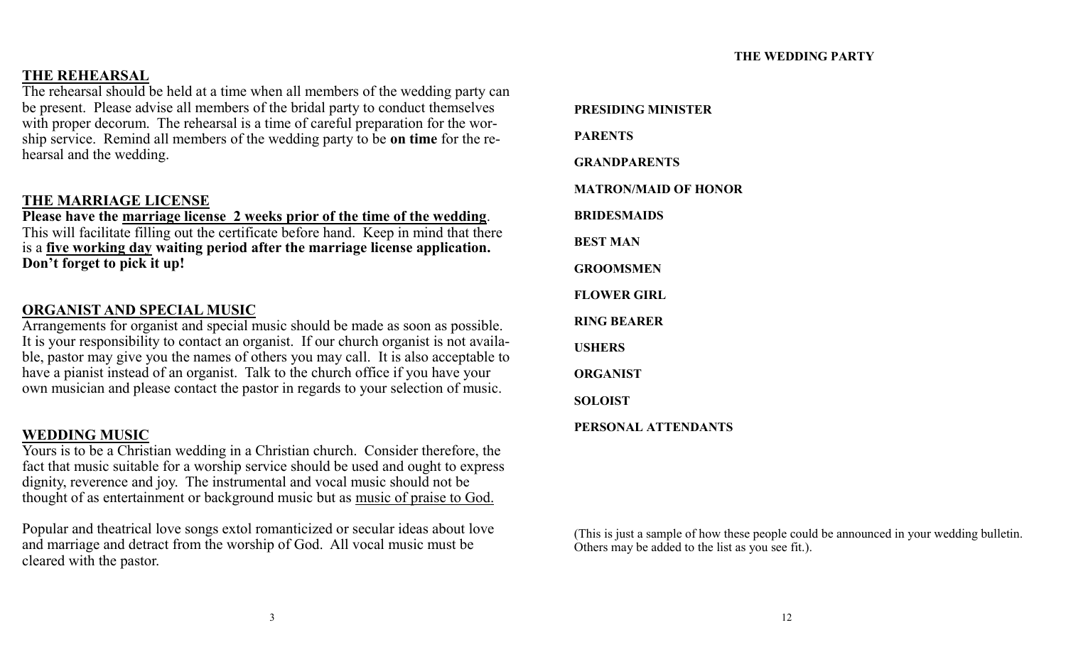## THE REHEARSAL

The rehearsal should be held at a time when all members of the wedding party can be present. Please advise all members of the bridal party to conduct themselves with proper decorum. The rehearsal is a time of careful preparation for the worship service. Remind all members of the wedding party to be **on time** for the rehearsal and the wedding.

## THE MARRIAGE LICENSE

**Please have the marriage license 2 weeks prior of the time of the wedding**. This will facilitate filling out the certificate before hand. Keep in mind that there is a **five working day waiting period after the marriage license application. Don't forget to pick it up!**

## ORGANIST AND SPECIAL MUSIC

Arrangements for organist and special music should be made as soon as possible. It is your responsibility to contact an organist. If our church organist is not available, pastor may give you the names of others you may call. It is also acceptable to have a pianist instead of an organist. Talk to the church office if you have your own musician and please contact the pastor in regards to your selection of music.

## WEDDING MUSIC

Yours is to be a Christian wedding in a Christian church. Consider therefore, the fact that music suitable for a worship service should be used and ought to express dignity, reverence and joy. The instrumental and vocal music should not be thought of as entertainment or background music but as music of praise to God.

Popular and theatrical love songs extol romanticized or secular ideas about love and marriage and detract from the worship of God. All vocal music must be cleared with the pastor.

## THE WEDDING PARTY

**PRESIDING MINISTER**

**PARENTS**

**GRANDPARENTS**

**MATRON/MAID OF HONOR**

**BRIDESMAIDS**

**BEST MAN**

**GROOMSMEN**

**FLOWER GIRL**

**RING BEARER**

**USHERS**

**ORGANIST**

**SOLOIST**

**PERSONAL ATTENDANTS**

(This is just a sample of how these people could be announced in your wedding bulletin. Others may be added to the list as you see fit.).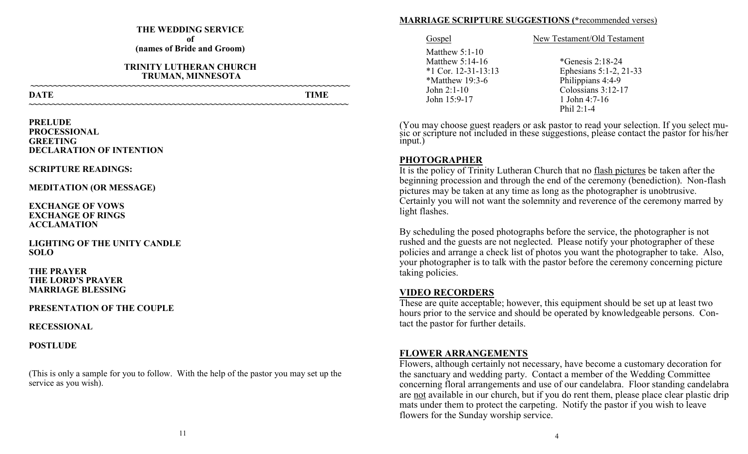**THE WEDDING SERVICE**
**of**
**(names of Bride and Groom)**

**TRINITY LUTHERAN CHURCH**
**TRUMAN, MINNESOTA**

~~~~~~~~~~~~~~~~~~~~~~~~~~~~~~~~~~~~~~~~~~~~~~~~~~~~~~~~~~~~

**DATE** **TIME**

~~~~~~~~~~~~~~~~~~~~~~~~~~~~~~~~~~~~~~~~~~~~~~~~~~~~~~~~~~~~

**PRELUDE**
**PROCESSIONAL**
**GREETING**
**DECLARATION OF INTENTION**

**SCRIPTURE READINGS:**

**MEDITATION (OR MESSAGE)**

**EXCHANGE OF VOWS**
**EXCHANGE OF RINGS**
**ACCLAMATION**

**LIGHTING OF THE UNITY CANDLE**
**SOLO**

**THE PRAYER**
**THE LORD'S PRAYER**
**MARRIAGE BLESSING**

**PRESENTATION OF THE COUPLE**

**RECESSIONAL**

**POSTLUDE**

(This is only a sample for you to follow. With the help of the pastor you may set up the service as you wish).

## MARRIAGE SCRIPTURE SUGGESTIONS (*recommended verses)

| Gospel | New Testament/Old Testament |
|---|---|
| Matthew 5:1-10 | |
| Matthew 5:14-16 | *Genesis 2:18-24 |
| *1 Cor. 12-31-13:13 | Ephesians 5:1-2, 21-33 |
| *Matthew 19:3-6 | Philippians 4:4-9 |
| John 2:1-10 | Colossians 3:12-17 |
| John 15:9-17 | 1 John 4:7-16 |
| | Phil 2:1-4 |

(You may choose guest readers or ask pastor to read your selection. If you select music or scripture not included in these suggestions, please contact the pastor for his/her input.)

## PHOTOGRAPHER

It is the policy of Trinity Lutheran Church that no flash pictures be taken after the beginning procession and through the end of the ceremony (benediction). Non-flash pictures may be taken at any time as long as the photographer is unobtrusive. Certainly you will not want the solemnity and reverence of the ceremony marred by light flashes.

By scheduling the posed photographs before the service, the photographer is not rushed and the guests are not neglected. Please notify your photographer of these policies and arrange a check list of photos you want the photographer to take. Also, your photographer is to talk with the pastor before the ceremony concerning picture taking policies.

## VIDEO RECORDERS

These are quite acceptable; however, this equipment should be set up at least two hours prior to the service and should be operated by knowledgeable persons. Contact the pastor for further details.

## FLOWER ARRANGEMENTS

Flowers, although certainly not necessary, have become a customary decoration for the sanctuary and wedding party. Contact a member of the Wedding Committee concerning floral arrangements and use of our candelabra. Floor standing candelabra are not available in our church, but if you do rent them, please place clear plastic drip mats under them to protect the carpeting. Notify the pastor if you wish to leave flowers for the Sunday worship service.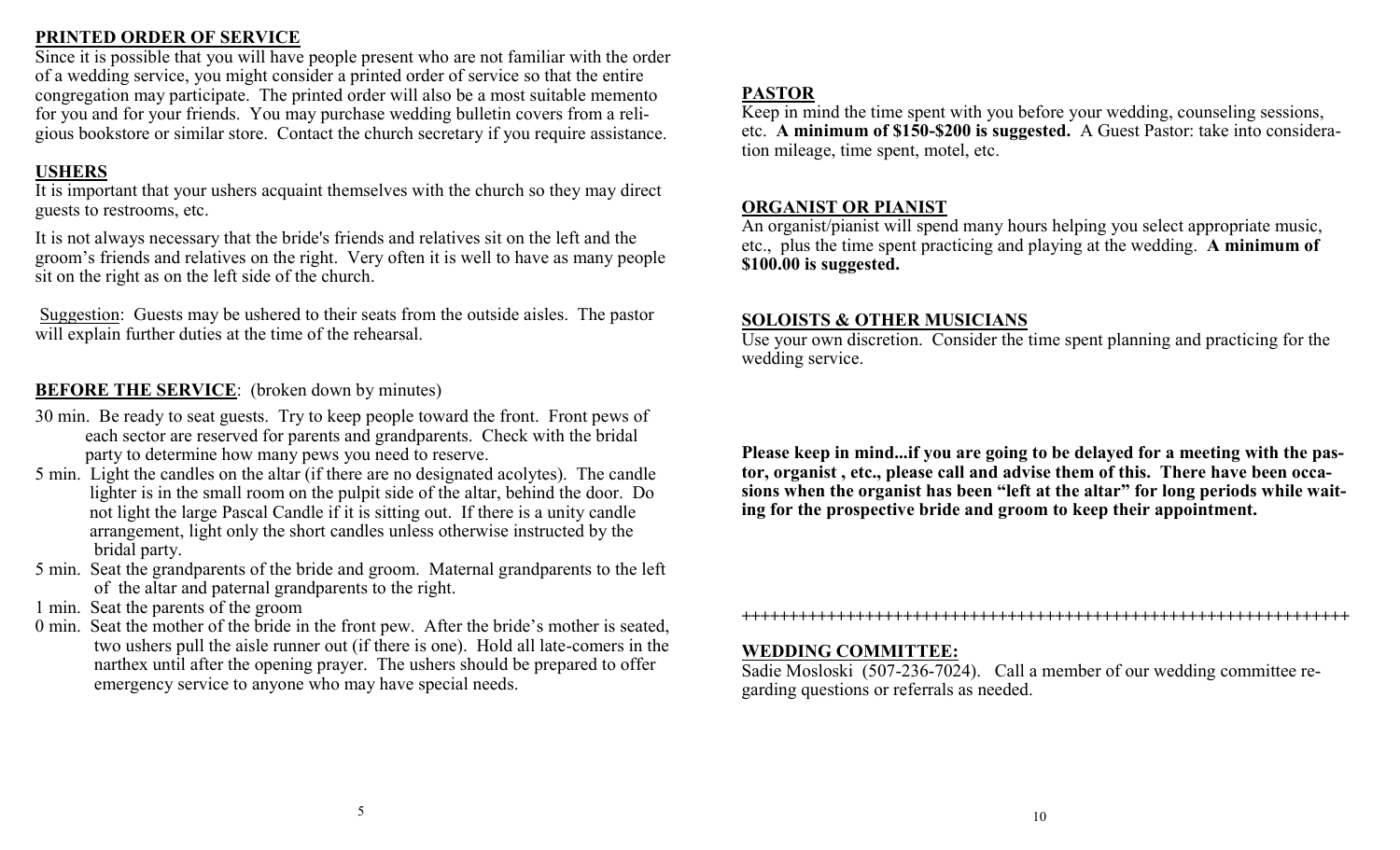## PRINTED ORDER OF SERVICE

Since it is possible that you will have people present who are not familiar with the order of a wedding service, you might consider a printed order of service so that the entire congregation may participate. The printed order will also be a most suitable memento for you and for your friends. You may purchase wedding bulletin covers from a religious bookstore or similar store. Contact the church secretary if you require assistance.

## USHERS

It is important that your ushers acquaint themselves with the church so they may direct guests to restrooms, etc.

It is not always necessary that the bride's friends and relatives sit on the left and the groom's friends and relatives on the right. Very often it is well to have as many people sit on the right as on the left side of the church.

Suggestion: Guests may be ushered to their seats from the outside aisles. The pastor will explain further duties at the time of the rehearsal.

## BEFORE THE SERVICE: (broken down by minutes)

- 30 min. Be ready to seat guests. Try to keep people toward the front. Front pews of each sector are reserved for parents and grandparents. Check with the bridal party to determine how many pews you need to reserve.
- 5 min. Light the candles on the altar (if there are no designated acolytes). The candle lighter is in the small room on the pulpit side of the altar, behind the door. Do not light the large Pascal Candle if it is sitting out. If there is a unity candle arrangement, light only the short candles unless otherwise instructed by the bridal party.
- 5 min. Seat the grandparents of the bride and groom. Maternal grandparents to the left of the altar and paternal grandparents to the right.
- 1 min. Seat the parents of the groom
- 0 min. Seat the mother of the bride in the front pew. After the bride's mother is seated, two ushers pull the aisle runner out (if there is one). Hold all late-comers in the narthex until after the opening prayer. The ushers should be prepared to offer emergency service to anyone who may have special needs.

## PASTOR

Keep in mind the time spent with you before your wedding, counseling sessions, etc. **A minimum of $150-$200 is suggested.** A Guest Pastor: take into consideration mileage, time spent, motel, etc.

## ORGANIST OR PIANIST

An organist/pianist will spend many hours helping you select appropriate music, etc., plus the time spent practicing and playing at the wedding. **A minimum of $100.00 is suggested.**

## SOLOISTS & OTHER MUSICIANS

Use your own discretion. Consider the time spent planning and practicing for the wedding service.

**Please keep in mind...if you are going to be delayed for a meeting with the pastor, organist , etc., please call and advise them of this. There have been occasions when the organist has been "left at the altar" for long periods while waiting for the prospective bride and groom to keep their appointment.**

++++++++++++++++++++++++++++++++++++++++++++++++++++++++++++++++++

## WEDDING COMMITTEE:

Sadie Mosloski (507-236-7024). Call a member of our wedding committee regarding questions or referrals as needed.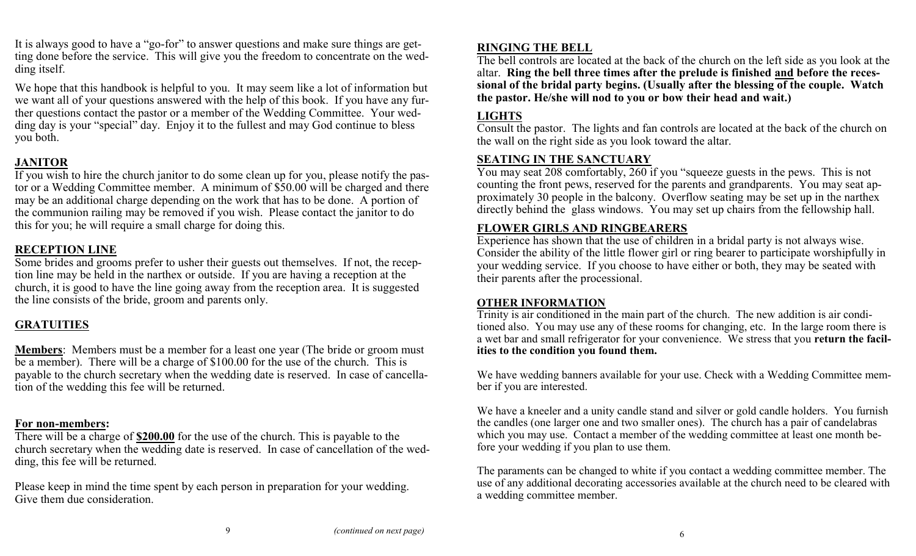It is always good to have a "go-for" to answer questions and make sure things are getting done before the service. This will give you the freedom to concentrate on the wedding itself.

We hope that this handbook is helpful to you. It may seem like a lot of information but we want all of your questions answered with the help of this book. If you have any further questions contact the pastor or a member of the Wedding Committee. Your wedding day is your "special" day. Enjoy it to the fullest and may God continue to bless you both.

## JANITOR

If you wish to hire the church janitor to do some clean up for you, please notify the pastor or a Wedding Committee member. A minimum of $50.00 will be charged and there may be an additional charge depending on the work that has to be done. A portion of the communion railing may be removed if you wish. Please contact the janitor to do this for you; he will require a small charge for doing this.

## RECEPTION LINE

Some brides and grooms prefer to usher their guests out themselves. If not, the reception line may be held in the narthex or outside. If you are having a reception at the church, it is good to have the line going away from the reception area. It is suggested the line consists of the bride, groom and parents only.

## GRATUITIES

**Members**: Members must be a member for a least one year (The bride or groom must be a member). There will be a charge of $100.00 for the use of the church. This is payable to the church secretary when the wedding date is reserved. In case of cancellation of the wedding this fee will be returned.

**For non-members:**
There will be a charge of **$200.00** for the use of the church. This is payable to the church secretary when the wedding date is reserved. In case of cancellation of the wedding, this fee will be returned.

Please keep in mind the time spent by each person in preparation for your wedding. Give them due consideration.

*(continued on next page)*

## RINGING THE BELL

The bell controls are located at the back of the church on the left side as you look at the altar. **Ring the bell three times after the prelude is finished and before the recessional of the bridal party begins. (Usually after the blessing of the couple. Watch the pastor. He/she will nod to you or bow their head and wait.)**

## LIGHTS

Consult the pastor. The lights and fan controls are located at the back of the church on the wall on the right side as you look toward the altar.

## SEATING IN THE SANCTUARY

You may seat 208 comfortably, 260 if you "squeeze guests in the pews. This is not counting the front pews, reserved for the parents and grandparents. You may seat approximately 30 people in the balcony. Overflow seating may be set up in the narthex directly behind the glass windows. You may set up chairs from the fellowship hall.

## FLOWER GIRLS AND RINGBEARERS

Experience has shown that the use of children in a bridal party is not always wise. Consider the ability of the little flower girl or ring bearer to participate worshipfully in your wedding service. If you choose to have either or both, they may be seated with their parents after the processional.

## OTHER INFORMATION

Trinity is air conditioned in the main part of the church. The new addition is air conditioned also. You may use any of these rooms for changing, etc. In the large room there is a wet bar and small refrigerator for your convenience. We stress that you **return the facilities to the condition you found them.**

We have wedding banners available for your use. Check with a Wedding Committee member if you are interested.

We have a kneeler and a unity candle stand and silver or gold candle holders. You furnish the candles (one larger one and two smaller ones). The church has a pair of candelabras which you may use. Contact a member of the wedding committee at least one month before your wedding if you plan to use them.

The paraments can be changed to white if you contact a wedding committee member. The use of any additional decorating accessories available at the church need to be cleared with a wedding committee member.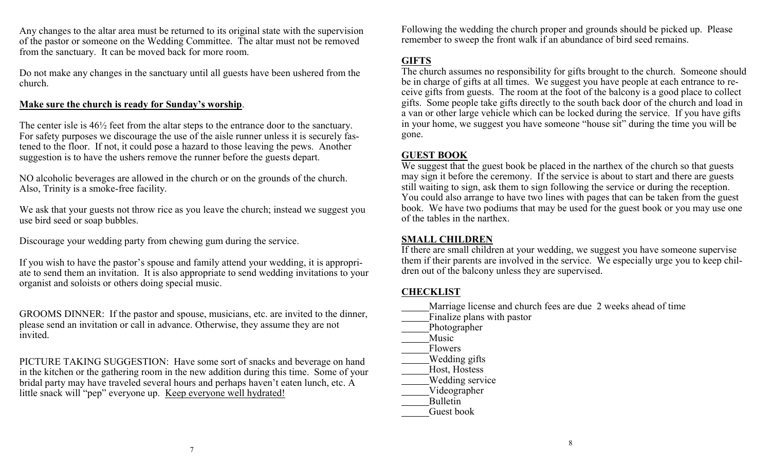Any changes to the altar area must be returned to its original state with the supervision of the pastor or someone on the Wedding Committee. The altar must not be removed from the sanctuary. It can be moved back for more room.

Do not make any changes in the sanctuary until all guests have been ushered from the church.

**Make sure the church is ready for Sunday's worship**.

The center isle is 46½ feet from the altar steps to the entrance door to the sanctuary. For safety purposes we discourage the use of the aisle runner unless it is securely fastened to the floor. If not, it could pose a hazard to those leaving the pews. Another suggestion is to have the ushers remove the runner before the guests depart.

NO alcoholic beverages are allowed in the church or on the grounds of the church. Also, Trinity is a smoke-free facility.

We ask that your guests not throw rice as you leave the church; instead we suggest you use bird seed or soap bubbles.

Discourage your wedding party from chewing gum during the service.

If you wish to have the pastor's spouse and family attend your wedding, it is appropriate to send them an invitation. It is also appropriate to send wedding invitations to your organist and soloists or others doing special music.

GROOMS DINNER: If the pastor and spouse, musicians, etc. are invited to the dinner, please send an invitation or call in advance. Otherwise, they assume they are not invited.

PICTURE TAKING SUGGESTION: Have some sort of snacks and beverage on hand in the kitchen or the gathering room in the new addition during this time. Some of your bridal party may have traveled several hours and perhaps haven't eaten lunch, etc. A little snack will "pep" everyone up. Keep everyone well hydrated!

Following the wedding the church proper and grounds should be picked up. Please remember to sweep the front walk if an abundance of bird seed remains.

## GIFTS

The church assumes no responsibility for gifts brought to the church. Someone should be in charge of gifts at all times. We suggest you have people at each entrance to receive gifts from guests. The room at the foot of the balcony is a good place to collect gifts. Some people take gifts directly to the south back door of the church and load in a van or other large vehicle which can be locked during the service. If you have gifts in your home, we suggest you have someone "house sit" during the time you will be gone.

## GUEST BOOK

We suggest that the guest book be placed in the narthex of the church so that guests may sign it before the ceremony. If the service is about to start and there are guests still waiting to sign, ask them to sign following the service or during the reception. You could also arrange to have two lines with pages that can be taken from the guest book. We have two podiums that may be used for the guest book or you may use one of the tables in the narthex.

## SMALL CHILDREN

If there are small children at your wedding, we suggest you have someone supervise them if their parents are involved in the service. We especially urge you to keep children out of the balcony unless they are supervised.

## CHECKLIST

_____Marriage license and church fees are due 2 weeks ahead of time
_____Finalize plans with pastor
_____Photographer
_____Music
_____Flowers
_____Wedding gifts
_____Host, Hostess
_____Wedding service
_____Videographer
_____Bulletin
_____Guest book